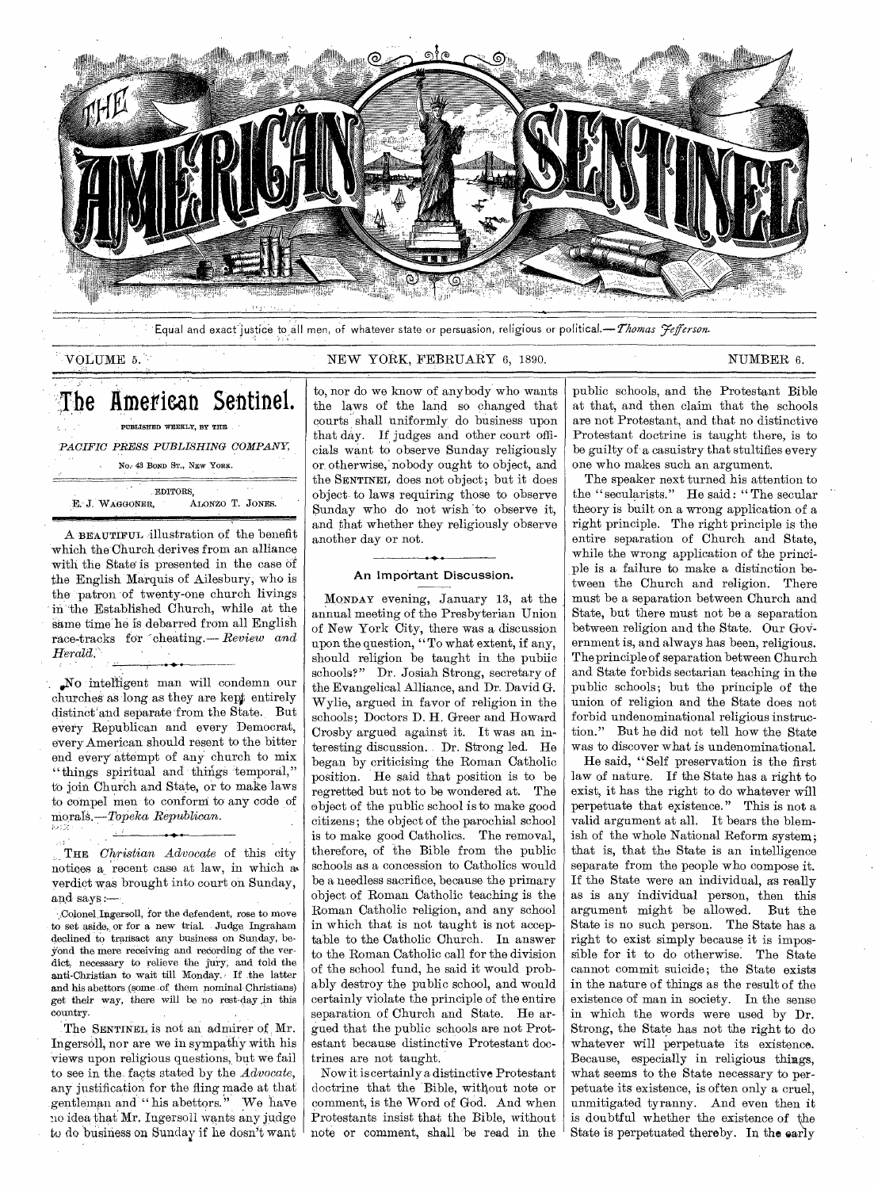# THE AMERICAN SENTINEL

Equal and exact justice to all men, of whatever state or persuasion, religious or political.—*Thomas Jefferson.*

VOLUME 5. NEW YORK, FEBRUARY 6, 1890. NUMBER 6.

## The American Sentinel.

PUBLISHED WEEKLY, BY THE

*PACIFIC PRESS PUBLISHING COMPANY,*

No. 43 BOND ST., NEW YORK.

EDITORS,

E. J. WAGGONER, ALONZO T. JONES.

---

A BEAUTIFUL illustration of the benefit which the Church derives from an alliance with the State is presented in the case of the English Marquis of Ailesbury, who is the patron of twenty-one church livings in the Established Church, while at the same time he is debarred from all English race-tracks for cheating.—*Review and Herald.*

---

No intelligent man will condemn our churches as long as they are kept entirely distinct and separate from the State. But every Republican and every Democrat, every American should resent to the bitter end every attempt of any church to mix "things spiritual and things temporal," to join Church and State, or to make laws to compel men to conform to any code of morals.—*Topeka Republican.*

---

THE *Christian Advocate* of this city notices a recent case at law, in which a verdict was brought into court on Sunday, and says:—

> Colonel Ingersoll, for the defendent, rose to move to set aside, or for a new trial. Judge Ingraham declined to transact any business on Sunday, beyond the mere receiving and recording of the verdict, necessary to relieve the jury, and told the anti-Christian to wait till Monday. If the latter and his abettors (some of them nominal Christians) get their way, there will be no rest-day in this country.

The SENTINEL is not an admirer of Mr. Ingersoll, nor are we in sympathy with his views upon religious questions, but we fail to see in the facts stated by the *Advocate*, any justification for the fling made at that gentleman and "his abettors." We have no idea that Mr. Ingersoll wants any judge to do business on Sunday if he dosn't want to, nor do we know of anybody who wants the laws of the land so changed that courts shall uniformly do business upon that day. If judges and other court officials want to observe Sunday religiously or otherwise, nobody ought to object, and the SENTINEL does not object; but it does object to laws requiring those to observe Sunday who do not wish to observe it, and that whether they religiously observe another day or not.

---

### An Important Discussion.

MONDAY evening, January 13, at the annual meeting of the Presbyterian Union of New York City, there was a discussion upon the question, "To what extent, if any, should religion be taught in the public schools?" Dr. Josiah Strong, secretary of the Evangelical Alliance, and Dr. David G. Wylie, argued in favor of religion in the schools; Doctors D. H. Greer and Howard Crosby argued against it. It was an interesting discussion. Dr. Strong led. He began by criticising the Roman Catholic position. He said that position is to be regretted but not to be wondered at. The object of the public school is to make good citizens; the object of the parochial school is to make good Catholics. The removal, therefore, of the Bible from the public schools as a concession to Catholics would be a needless sacrifice, because the primary object of Roman Catholic teaching is the Roman Catholic religion, and any school in which that is not taught is not acceptable to the Catholic Church. In answer to the Roman Catholic call for the division of the school fund, he said it would probably destroy the public school, and would certainly violate the principle of the entire separation of Church and State. He argued that the public schools are not Protestant because distinctive Protestant doctrines are not taught.

Now it is certainly a distinctive Protestant doctrine that the Bible, without note or comment, is the Word of God. And when Protestants insist that the Bible, without note or comment, shall be read in the public schools, and the Protestant Bible at that, and then claim that the schools are not Protestant, and that no distinctive Protestant doctrine is taught there, is to be guilty of a casuistry that stultifies every one who makes such an argument.

The speaker next turned his attention to the "secularists." He said: "The secular theory is built on a wrong application of a right principle. The right principle is the entire separation of Church and State, while the wrong application of the principle is a failure to make a distinction between the Church and religion. There must be a separation between Church and State, but there must not be a separation between religion and the State. Our Government is, and always has been, religious. The principle of separation between Church and State forbids sectarian teaching in the public schools; but the principle of the union of religion and the State does not forbid undenominational religious instruction." But he did not tell how the State was to discover what is undenominational.

He said, "Self preservation is the first law of nature. If the State has a right to exist, it has the right to do whatever will perpetuate that existence." This is not a valid argument at all. It bears the blemish of the whole National Reform system; that is, that the State is an intelligence separate from the people who compose it. If the State were an individual, as really as is any individual person, then this argument might be allowed. But the State is no such person. The State has a right to exist simply because it is impossible for it to do otherwise. The State cannot commit suicide; the State exists in the nature of things as the result of the existence of man in society. In the sense in which the words were used by Dr. Strong, the State has not the right to do whatever will perpetuate its existence. Because, especially in religious things, what seems to the State necessary to perpetuate its existence, is often only a cruel, unmitigated tyranny. And even then it is doubtful whether the existence of the State is perpetuated thereby. In the early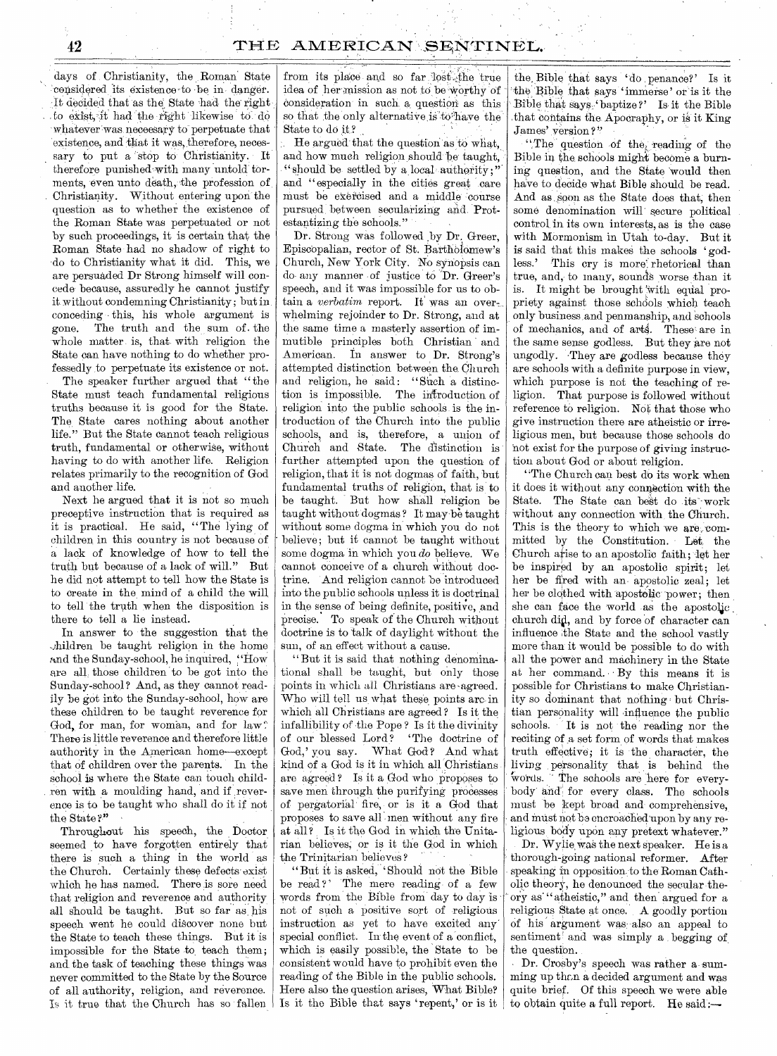days of Christianity, the Roman State considered its existence to be in danger. It decided that as the State had the right to exist, it had the right likewise to do whatever was necessary to perpetuate that existence, and that it was, therefore, necessary to put a stop to Christianity. It therefore punished with many untold torments, even unto death, the profession of Christianity. Without entering upon the question as to whether the existence of the Roman State was perpetuated or not by such proceedings, it is certain that the Roman State had no shadow of right to do to Christianity what it did. This, we are persuaded Dr Strong himself will concede because, assuredly he cannot justify it without condemning Christianity; but in conceding this, his whole argument is gone. The truth and the sum of the whole matter is, that with religion the State can have nothing to do whether professedly to perpetuate its existence or not.

The speaker further argued that "the State must teach fundamental religious truths because it is good for the State. The State cares nothing about another life." But the State cannot teach religious truth, fundamental or otherwise, without having to do with another life. Religion relates primarily to the recognition of God and another life.

Next he argued that it is not so much preceptive instruction that is required as it is practical. He said, "The lying of children in this country is not because of a lack of knowledge of how to tell the truth but because of a lack of will." But he did not attempt to tell how the State is to create in the mind of a child the will to tell the truth when the disposition is there to tell a lie instead.

In answer to the suggestion that the children be taught religion in the home and the Sunday-school, he inquired, "How are all those children to be got into the Sunday-school? And, as they cannot readily be got into the Sunday-school, how are these children to be taught reverence for God, for man, for woman, and for law? There is little reverence and therefore little authority in the American home—except that of children over the parents. In the school is where the State can touch children with a moulding hand, and if reverence is to be taught who shall do it if not the State?"

Throughout his speech, the Doctor seemed to have forgotten entirely that there is such a thing in the world as the Church. Certainly these defects exist which he has named. There is sore need that religion and reverence and authority all should be taught. But so far as his speech went he could discover none but the State to teach these things. But it is impossible for the State to teach them; and the task of teaching these things was never committed to the State by the Source of all authority, religion, and reverence. Is it true that the Church has so fallen from its place and so far lost the true idea of her mission as not to be worthy of consideration in such a question as this so that the only alternative is to have the State to do it?

He argued that the question as to what, and how much religion should be taught, "should be settled by a local authority;" and "especially in the cities great care must be exercised and a middle course pursued between secularizing and Protestantizing the schools."

Dr. Strong was followed by Dr. Greer, Episcopalian, rector of St. Bartholomew's Church, New York City. No synopsis can do any manner of justice to Dr. Greer's speech, and it was impossible for us to obtain a *verbatim* report. It was an overwhelming rejoinder to Dr. Strong, and at the same time a masterly assertion of immutible principles both Christian and American. In answer to Dr. Strong's attempted distinction between the Church and religion, he said: "Such a distinction is impossible. The introduction of religion into the public schools is the introduction of the Church into the public schools, and is, therefore, a union of Church and State. The distinction is further attempted upon the question of religion, that it is not dogmas of faith, but fundamental truths of religion, that is to be taught. But how shall religion be taught without dogmas? It may be taught without some dogma in which you do not believe; but it cannot be taught without some dogma in which you *do* believe. We cannot conceive of a church without doctrine. And religion cannot be introduced into the public schools unless it is doctrinal in the sense of being definite, positive, and precise. To speak of the Church without doctrine is to talk of daylight without the sun, of an effect without a cause.

"But it is said that nothing denominational shall be taught, but only those points in which all Christians are agreed. Who will tell us what these points are in which all Christians are agreed? Is it the infallibility of the Pope? Is it the divinity of our blessed Lord? 'The doctrine of God,' you say. What God? And what kind of a God is it in which all Christians are agreed? Is it a God who proposes to save men through the purifying processes of pergatorial fire, or is it a God that proposes to save all men without any fire at all? Is it the God in which the Unitarian believes, or is it the God in which the Trinitarian believes?

"But it is asked, 'Should not the Bible be read?' The mere reading of a few words from the Bible from day to day is not of such a positive sort of religious instruction as yet to have excited any special conflict. In the event of a conflict, which is easily possible, the State to be consistent would have to prohibit even the reading of the Bible in the public schools. Here also the question arises, What Bible? Is it the Bible that says 'repent,' or is it the Bible that says 'do penance?' Is it the Bible that says 'immerse' or is it the Bible that says 'baptize?' Is it the Bible that contains the Apocraphy, or is it King James' version?"

"The question of the reading of the Bible in the schools might become a burning question, and the State would then have to decide what Bible should be read. And as soon as the State does that, then some denomination will secure political control in its own interests, as is the case with Mormonism in Utah to-day. But it is said that this makes the schools 'godless.' This cry is more rhetorical than true, and, to many, sounds worse than it is. It might be brought with equal propriety against those schools which teach only business and penmanship, and schools of mechanics, and of arts. These are in the same sense godless. But they are not ungodly. They are godless because they are schools with a definite purpose in view, which purpose is not the teaching of religion. That purpose is followed without reference to religion. Not that those who give instruction there are atheistic or irreligious men, but because those schools do not exist for the purpose of giving instruction about God or about religion.

"The Church can best do its work when it does it without any connection with the State. The State can best do its work without any connection with the Church. This is the theory to which we are committed by the Constitution. Let the Church arise to an apostolic faith; let her be inspired by an apostolic spirit; let her be fired with an apostolic zeal; let her be clothed with apostolic power; then she can face the world as the apostolic church did, and by force of character can influence the State and the school vastly more than it would be possible to do with all the power and machinery in the State at her command. By this means it is possible for Christians to make Christianity so dominant that nothing but Christian personality will influence the public schools. It is not the reading nor the reciting of a set form of words that makes truth effective; it is the character, the living personality that is behind the words. The schools are here for everybody and for every class. The schools must be kept broad and comprehensive, and must not be encroached upon by any religious body upon any pretext whatever."

Dr. Wylie was the next speaker. He is a thorough-going national reformer. After speaking in opposition to the Roman Catholic theory, he denounced the secular theory as "atheistic," and then argued for a religious State at once. A goodly portion of his argument was also an appeal to sentiment and was simply a begging of the question.

Dr. Crosby's speech was rather a summing up than a decided argument and was quite brief. Of this speech we were able to obtain quite a full report. He said:—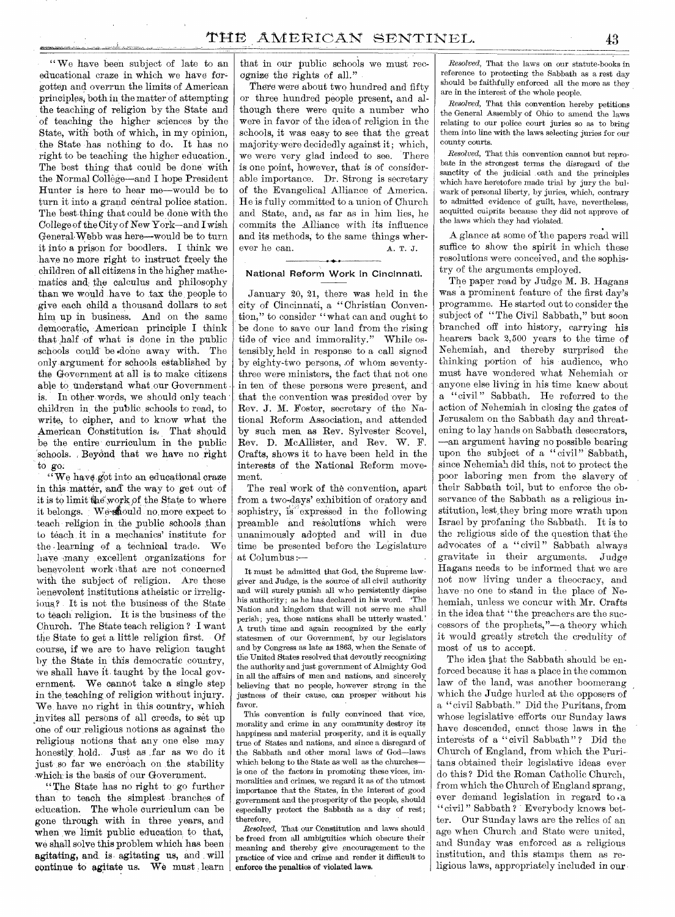"We have been subject of late to an educational craze in which we have forgotten and overrun the limits of American principles, both in the matter of attempting the teaching of religion by the State and of teaching the higher sciences by the State, with both of which, in my opinion, the State has nothing to do. It has no right to be teaching the higher education. The best thing that could be done with the Normal College—and I hope President Hunter is here to hear me—would be to turn it into a grand central police station. The best thing that could be done with the College of the City of New York—and I wish General Webb was here—would be to turn it into a prison for boodlers. I think we have no more right to instruct freely the children of all citizens in the higher mathematics and the calculus and philosophy than we would have to tax the people to give each child a thousand dollars to set him up in business. And on the same democratic, American principle I think that half of what is done in the public schools could be done away with. The only argument for schools established by the Government at all is to make citizens able to understand what our Government is. In other words, we should only teach children in the public schools to read, to write, to cipher, and to know what the American Constitution is. That should be the entire curriculum in the public schools. Beyond that we have no right to go.

"We have got into an educational craze in this matter, and the way to get out of it is to limit the work of the State to where it belongs. We should no more expect to teach religion in the public schools than to teach it in a mechanics' institute for the learning of a technical trade. We have many excellent organizations for benevolent work that are not concerned with the subject of religion. Are these benevolent institutions atheistic or irreligious? It is not the business of the State to teach religion. It is the business of the Church. The State teach religion? I want the State to get a little religion first. Of course, if we are to have religion taught by the State in this democratic country, we shall have it taught by the local government. We cannot take a single step in the teaching of religion without injury. We have no right in this country, which invites all persons of all creeds, to set up one of our religious notions as against the religious notions that any one else may honestly hold. Just as far as we do it just so far we encroach on the stability which is the basis of our Government.

"The State has no right to go further than to teach the simplest branches of education. The whole curriculum can be gone through with in three years, and when we limit public education to that, we shall solve this problem which has been agitating, and is agitating us, and will continue to agitate us. We must learn that in our public schools we must recognize the rights of all."

There were about two hundred and fifty or three hundred people present, and although there were quite a number who were in favor of the idea of religion in the schools, it was easy to see that the great majority were decidedly against it; which, we were very glad indeed to see. There is one point, however, that is of considerable importance. Dr. Strong is secretary of the Evangelical Alliance of America. He is fully committed to a union of Church and State, and, as far as in him lies, he commits the Alliance with its influence and its methods, to the same things wherever he can.

A. T. J.

## National Reform Work in Cincinnati.

January 20, 21, there was held in the city of Cincinnati, a "Christian Convention," to consider "what can and ought to be done to save our land from the rising tide of vice and immorality." While ostensibly held in response to a call signed by eighty-two persons, of whom seventy-three were ministers, the fact that not one in ten of these persons were present, and that the convention was presided over by Rev. J. M. Foster, secretary of the National Reform Association, and attended by such men as Rev. Sylvester Scovel, Rev. D. McAllister, and Rev. W. F. Crafts, shows it to have been held in the interests of the National Reform movement.

The real work of the convention, apart from a two-days' exhibition of oratory and sophistry, is expressed in the following preamble and resolutions which were unanimously adopted and will in due time be presented before the Legislature at Columbus:—

It must be admitted that God, the Supreme lawgiver and Judge, is the source of all civil authority and will surely punish all who persistently dispise his authority; as he has declared in his word. 'The Nation and kingdom that will not serve me shall perish; yea, those nations shall be utterly wasted.' A truth time and again recognized by the early statesmen of our Government, by our legislators and by Congress as late as 1863, when the Senate of the United States resolved that devoutly recognizing the authority and just government of Almighty God in all the affairs of men and nations, and sincerely believing that no people, however strong in the justness of their cause, can prosper without his favor.

This convention is fully convinced that vice, morality and crime in any community destroy its happiness and material prosperity, and it is equally true of States and nations, and since a disregard of the Sabbath and other moral laws of God—laws which belong to the State as well as the churches—is one of the factors in promoting these vices, immoralities and crimes, we regard it as of the utmost importance that the States, in the interest of good government and the prosperity of the people, should especially protect the Sabbath as a day of rest; therefore,

*Resolved*, That our Constitution and laws should be freed from all ambiguities which obscure their meaning and thereby give encouragement to the practice of vice and crime and render it difficult to enforce the penalties of violated laws.

*Resolved*, That the laws on our statute-books in reference to protecting the Sabbath as a rest day should be faithfully enforced all the more as they are in the interest of the whole people.

*Resolved*, That this convention hereby petitions the General Assembly of Ohio to amend the laws relating to our police court juries so as to bring them into line with the laws selecting juries for our county courts.

*Resolved*, That this convention cannot but reprobate in the strongest terms the disregard of the sanctity of the judicial oath and the principles which have heretofore made trial by jury the bulwark of personal liberty, by juries, which, contrary to admitted evidence of guilt, have, nevertheless, acquitted culprits because they did not approve of the laws which they had violated.

A glance at some of the papers read will suffice to show the spirit in which these resolutions were conceived, and the sophistry of the arguments employed.

The paper read by Judge M. B. Hagans was a prominent feature of the first day's programme. He started out to consider the subject of "The Civil Sabbath," but soon branched off into history, carrying his hearers back 2,500 years to the time of Nehemiah, and thereby surprised the thinking portion of his audience, who must have wondered what Nehemiah or anyone else living in his time knew about a "civil" Sabbath. He referred to the action of Nehemiah in closing the gates of Jerusalem on the Sabbath day and threatening to lay hands on Sabbath desecrators, —an argument having no possible bearing upon the subject of a "civil" Sabbath, since Nehemiah did this, not to protect the poor laboring men from the slavery of their Sabbath toil, but to enforce the observance of the Sabbath as a religious institution, lest they bring more wrath upon Israel by profaning the Sabbath. It is to the religious side of the question that the advocates of a "civil" Sabbath always gravitate in their arguments. Judge Hagans needs to be informed that we are not now living under a theocracy, and have no one to stand in the place of Nehemiah, unless we concur with Mr. Crafts in the idea that "the preachers are the successors of the prophets,"—a theory which it would greatly stretch the credulity of most of us to accept.

The idea that the Sabbath should be enforced because it has a place in the common law of the land, was another boomerang which the Judge hurled at the opposers of a "civil Sabbath." Did the Puritans, from whose legislative efforts our Sunday laws have descended, enact those laws in the interests of a "civil Sabbath"? Did the Church of England, from which the Puritans obtained their legislative ideas ever do this? Did the Roman Catholic Church, from which the Church of England sprang, ever demand legislation in regard to a "civil" Sabbath? Everybody knows better. Our Sunday laws are the relics of an age when Church and State were united, and Sunday was enforced as a religious institution, and this stamps them as religious laws, appropriately included in our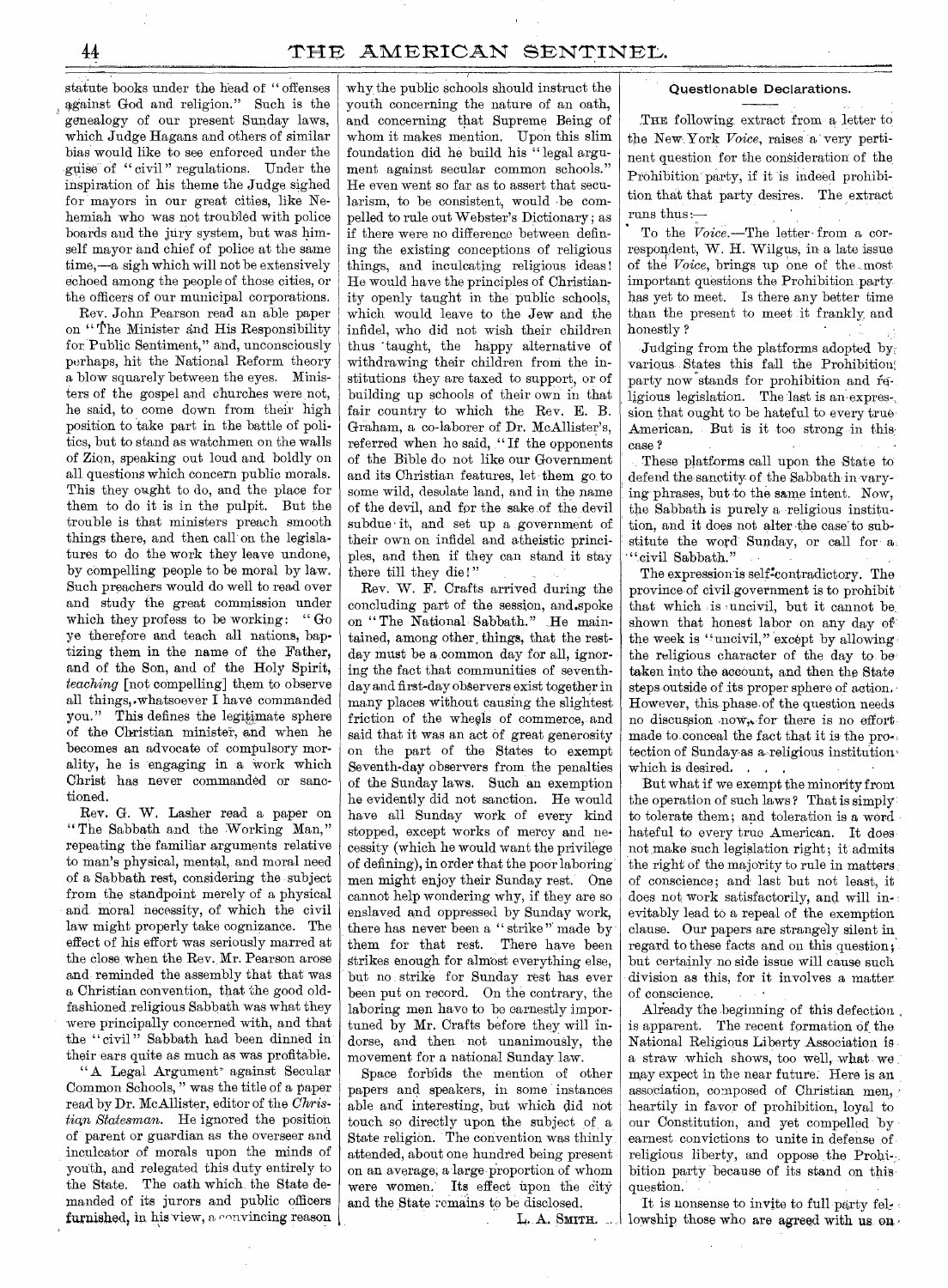statute books under the head of "offenses against God and religion." Such is the genealogy of our present Sunday laws, which Judge Hagans and others of similar bias would like to see enforced under the guise of "civil" regulations. Under the inspiration of his theme the Judge sighed for mayors in our great cities, like Nehemiah who was not troubled with police boards and the jury system, but was himself mayor and chief of police at the same time,—a sigh which will not be extensively echoed among the people of those cities, or the officers of our municipal corporations.

Rev. John Pearson read an able paper on "The Minister and His Responsibility for Public Sentiment," and, unconsciously perhaps, hit the National Reform theory a blow squarely between the eyes. Ministers of the gospel and churches were not, he said, to come down from their high position to take part in the battle of politics, but to stand as watchmen on the walls of Zion, speaking out loud and boldly on all questions which concern public morals. This they ought to do, and the place for them to do it is in the pulpit. But the trouble is that ministers preach smooth things there, and then call on the legislatures to do the work they leave undone, by compelling people to be moral by law. Such preachers would do well to read over and study the great commission under which they profess to be working: "Go ye therefore and teach all nations, baptizing them in the name of the Father, and of the Son, and of the Holy Spirit, *teaching* [not compelling] them to observe all things, whatsoever I have commanded you." This defines the legitimate sphere of the Christian minister, and when he becomes an advocate of compulsory morality, he is engaging in a work which Christ has never commanded or sanctioned.

Rev. G. W. Lasher read a paper on "The Sabbath and the Working Man," repeating the familiar arguments relative to man's physical, mental, and moral need of a Sabbath rest, considering the subject from the standpoint merely of a physical and moral necessity, of which the civil law might properly take cognizance. The effect of his effort was seriously marred at the close when the Rev. Mr. Pearson arose and reminded the assembly that that was a Christian convention, that the good old-fashioned religious Sabbath was what they were principally concerned with, and that the "civil" Sabbath had been dinned in their ears quite as much as was profitable.

"A Legal Argument against Secular Common Schools," was the title of a paper read by Dr. McAllister, editor of the *Christian Statesman.* He ignored the position of parent or guardian as the overseer and inculcator of morals upon the minds of youth, and relegated this duty entirely to the State. The oath which the State demanded of its jurors and public officers furnished, in his view, a convincing reason why the public schools should instruct the youth concerning the nature of an oath, and concerning that Supreme Being of whom it makes mention. Upon this slim foundation did he build his "legal argument against secular common schools." He even went so far as to assert that secularism, to be consistent, would be compelled to rule out Webster's Dictionary; as if there were no difference between defining the existing conceptions of religious things, and inculcating religious ideas! He would have the principles of Christianity openly taught in the public schools, which would leave to the Jew and the infidel, who did not wish their children thus taught, the happy alternative of withdrawing their children from the institutions they are taxed to support, or of building up schools of their own in that fair country to which the Rev. E. B. Graham, a co-laborer of Dr. McAllister's, referred when he said, "If the opponents of the Bible do not like our Government and its Christian features, let them go to some wild, desolate land, and in the name of the devil, and for the sake of the devil subdue it, and set up a government of their own on infidel and atheistic principles, and then if they can stand it stay there till they die!"

Rev. W. F. Crafts arrived during the concluding part of the session, and spoke on "The National Sabbath." He maintained, among other things, that the rest-day must be a common day for all, ignoring the fact that communities of seventh-day and first-day observers exist together in many places without causing the slightest friction of the wheels of commerce, and said that it was an act of great generosity on the part of the States to exempt Seventh-day observers from the penalties of the Sunday laws. Such an exemption he evidently did not sanction. He would have all Sunday work of every kind stopped, except works of mercy and necessity (which he would want the privilege of defining), in order that the poor laboring men might enjoy their Sunday rest. One cannot help wondering why, if they are so enslaved and oppressed by Sunday work, there has never been a "strike" made by them for that rest. There have been strikes enough for almost everything else, but no strike for Sunday rest has ever been put on record. On the contrary, the laboring men have to be earnestly importuned by Mr. Crafts before they will indorse, and then not unanimously, the movement for a national Sunday law.

Space forbids the mention of other papers and speakers, in some instances able and interesting, but which did not touch so directly upon the subject of a State religion. The convention was thinly attended, about one hundred being present on an average, a large proportion of whom were women. Its effect upon the city and the State remains to be disclosed.

L. A. SMITH.

## Questionable Declarations.

THE following extract from a letter to the New York *Voice*, raises a very pertinent question for the consideration of the Prohibition party, if it is indeed prohibition that that party desires. The extract runs thus:—

To the *Voice*.—The letter from a correspondent, W. H. Wilgus, in a late issue of the *Voice*, brings up one of the most important questions the Prohibition party has yet to meet. Is there any better time than the present to meet it frankly and honestly?

Judging from the platforms adopted by various States this fall the Prohibition party now stands for prohibition and religious legislation. The last is an expression that ought to be hateful to every true American. But is it too strong in this case?

These platforms call upon the State to defend the sanctity of the Sabbath in varying phrases, but to the same intent. Now, the Sabbath is purely a religious institution, and it does not alter the case to substitute the word Sunday, or call for a "civil Sabbath."

The expression is self-contradictory. The province of civil government is to prohibit that which is uncivil, but it cannot be shown that honest labor on any day of the week is "uncivil," except by allowing the religious character of the day to be taken into the account, and then the State steps outside of its proper sphere of action. However, this phase of the question needs no discussion now, for there is no effort made to conceal the fact that it is the protection of Sunday as a religious institution which is desired. . . .

But what if we exempt the minority from the operation of such laws? That is simply to tolerate them; and toleration is a word hateful to every true American. It does not make such legislation right; it admits the right of the majority to rule in matters of conscience; and last but not least, it does not work satisfactorily, and will inevitably lead to a repeal of the exemption clause. Our papers are strangely silent in regard to these facts and on this question; but certainly no side issue will cause such division as this, for it involves a matter of conscience.

Already the beginning of this defection is apparent. The recent formation of the National Religious Liberty Association is a straw which shows, too well, what we may expect in the near future. Here is an association, composed of Christian men, heartily in favor of prohibition, loyal to our Constitution, and yet compelled by earnest convictions to unite in defense of religious liberty, and oppose the Prohibition party because of its stand on this question.

It is nonsense to invite to full party fellowship those who are agreed with us on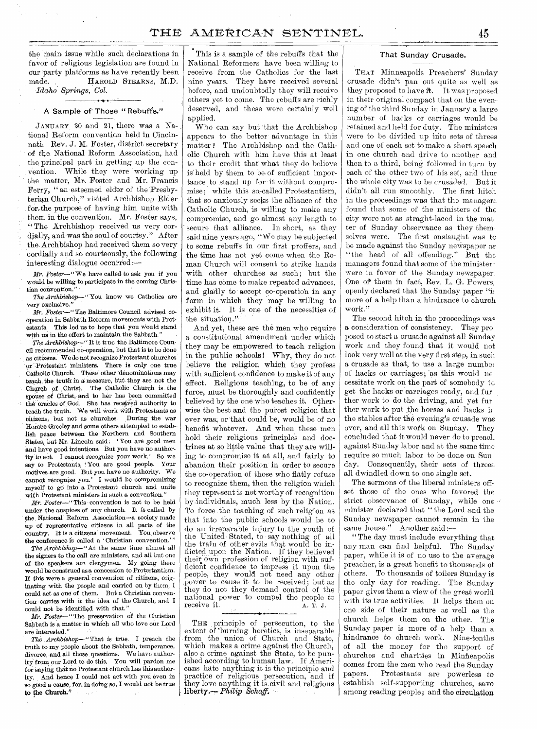the main issue while such declarations in favor of religious legislation are found in our party platforms as have recently been made. HAROLD STEARNS, M.D.
*Idaho Springs, Col.*

## A Sample of Those "Rebuffs."

JANUARY 20 and 21, there was a National Reform convention held in Cincinnati. Rev. J. M. Foster, district secretary of the National Reform Association, had the principal part in getting up the convention. While they were working up the matter, Mr. Foster and Mr. Francis Ferry, "an esteemed elder of the Presbyterian Church," visited Archbishop Elder for the purpose of having him unite with them in the convention. Mr. Foster says, "The Archbishop received us very cordially, and was the soul of courtsy." After the Archbishop had received them so very cordially and so courteously, the following interesting dialogue occurred:—

*Mr. Foster*—"We have called to ask you if you would be willing to participate in the coming Christian convention."

*The Archbishop*—"You know we Catholics are very exclusive."

*Mr. Foster*—"The Baltimore Council advised co-operation in Sabbath Reform movements with Protestants. This led us to hope that you would stand with us in the effort to maintain the Sabbath."

*The Archbishop*—"It is true the Baltimore Council recommended co-operation, but that is to be done as citizens. We do not recognize Protestant churches or Protestant ministers. There is only one true Catholic Church. These other denominations may teach the truth in a measure, but they are not the Church of Christ. The Catholic Church is the spouse of Christ, and to her has been committed the oracles of God. She has received authority to teach the truth. We will work with Protestants as citizens, but not as churches. During the war Horace Greeley and some others attempted to establish peace between the Northern and Southern States, but Mr. Lincoln said: 'You are good men and have good intentions. But you have no authority to act. I cannot recognize your work.' So we say to Protestants, 'You are good people. Your motives are good. But you have no authority. We cannot recognize you.' I would be compromising myself to go into a Protestant church and unite with Protestant ministers in such a convention."

*Mr. Foster*—"This convention is not to be held under the auspices of any church. It is called by the National Reform Association—a society made up of representative citizens in all parts of the country. It is a citizens' movement. You observe the conference is called a 'Christian convention.'"

*The Archbishop*—"At the same time almost all the signers to the call are ministers, and all but one of the speakers are clergymen. My going there would be construed as a concession to Protestantism. If this were a general convention of citizens, originating with the people and carried on by them, I could act as one of them. But a Christian convention carries with it the idea of the Church, and I could not be identified with that."

*Mr. Foster*—"The preservation of the Christian Sabbath is a matter in which all who love our Lord are interested."

*The Archbishop*—"That is true. I preach the truth to my people about the Sabbath, temperance, divorce, and all those questions. We have authority from our Lord to do this. You will pardon me for saying that no Protestant church has this authority. And hence I could not act with you even in so good a cause, for, in doing so, I would not be true to the Church."

This is a sample of the rebuffs that the National Reformers have been willing to receive from the Catholics for the last nine years. They have received several before, and undoubtedly they will receive others yet to come. The rebuffs are richly deserved, and these were certainly well applied.

Who can say but that the Archbishop appears to the better advantage in this matter? The Archbishop and the Catholic Church with him have this at least to their credit that what they do believe is held by them to be of sufficient importance to stand up for it without compromise; while this so-called Protestantism, that so anxiously seeks the alliance of the Catholic Church, is willing to make any compromise, and go almost any length to secure that alliance. In short, as they said nine years ago, "We may be subjected to some rebuffs in our first proffers, and the time has not yet come when the Roman Church will consent to strike hands with other churches as such; but the time has come to make repeated advances, and gladly to accept co-operation in any form in which they may be willing to exhibit it. It is one of the necessities of the situation."

And yet, these are the men who require a constitutional amendment under which they may be empowered to teach religion in the public schools! Why, they do not believe the religion which they profess with sufficient confidence to make it of any effect. Religious teaching, to be of any force, must be thoroughly and confidently believed by the one who teaches it. Otherwise the best and the purest religion that ever was, or that could be, would be of no benefit whatever. And when these men hold their religious principles and doctrines at so little value that they are willing to compromise it at all, and fairly to abandon their position in order to secure the co-operation of those who flatly refuse to recognize them, then the religion which they represent is not worthy of recognition by individuals, much less by the Nation. To force the teaching of such religion as that into the public schools would be to do an irreparable injury to the youth of the United Stated, to say nothing of all the train of other evils that would be inflicted upon the Nation. If they believed their own profession of religion with sufficient confidence to impress it upon the people, they would not need any other power to cause it to be received; but as they do not they demand control of the national power to compel the people to receive it. A. T. J.

THE principle of persecution, to the extent of burning heretics, is inseparable from the union of Church and State, which makes a crime against the Church, also a crime against the State, to be punished according to human law. If Americans hate anything it is the principle and practice of religious persecution, and if they love anything it is civil and religious liberty.—*Philip Schaff.*

## That Sunday Crusade.

THAT Minneapolis Preachers' Sunday crusade didn't pan out quite as well as they proposed to have it. It was proposed in their original compact that on the evening of the third Sunday in January a large number of hacks or carriages would be retained and held for duty. The ministers were to be divided up into sets of threes and one of each set to make a short speech in one church and drive to another and then to a third, being followed in turn by each of the other two of his set, and thus the whole city was to be crusaded. But it didn't all run smoothly. The first hitch in the proceedings was that the managers found that some of the ministers of the city were not as straght-laced in the matter of Sunday observance as they themselves were. The first onslaught was to be made against the Sunday newspaper as "the head of all offending." But the managers found that some of the ministers were in favor of the Sunday newspaper. One of them in fact, Rev. L. G. Powers, openly declared that the Sunday paper "is more of a help than a hindrance to church work."

The second hitch in the proceedings was a consideration of consistency. They proposed to start a crusade against all Sunday work and they found that it would not look very well at the very first step, in such a crusade as that, to use a large number of hacks or carriages; as this would necessitate work on the part of somebody to get the hacks or carriages ready, and further work to do the driving, and yet further work to put the horses and hacks in the stables after the evening's crusade was over, and all this work on Sunday. They concluded that it would never do to preach against Sunday labor and at the same time require so much labor to be done on Sunday. Consequently, their sets of threes all dwindled down to one single set.

The sermons of the liberal ministers offset those of the ones who favored the strict observance of Sunday, while one minister declared that "the Lord and the Sunday newspaper cannot remain in the same house." Another said:—

"The day must include everything that any man can find helpful. The Sunday paper, while it is of no use to the average preacher, is a great benefit to thousands of others. To thousands of toilers Sunday is the only day for reading. The Sunday paper gives them a view of the great world with its true activities. It helps them on one side of their nature as well as the church helps them on the other. The Sunday paper is more of a help than a hindrance to church work. Nine-tenths of all the money for the support of churches and charities in Minneapolis comes from the men who read the Sunday papers. Protestants are powerless to establish self-supporting churches, save among reading people; and the circulation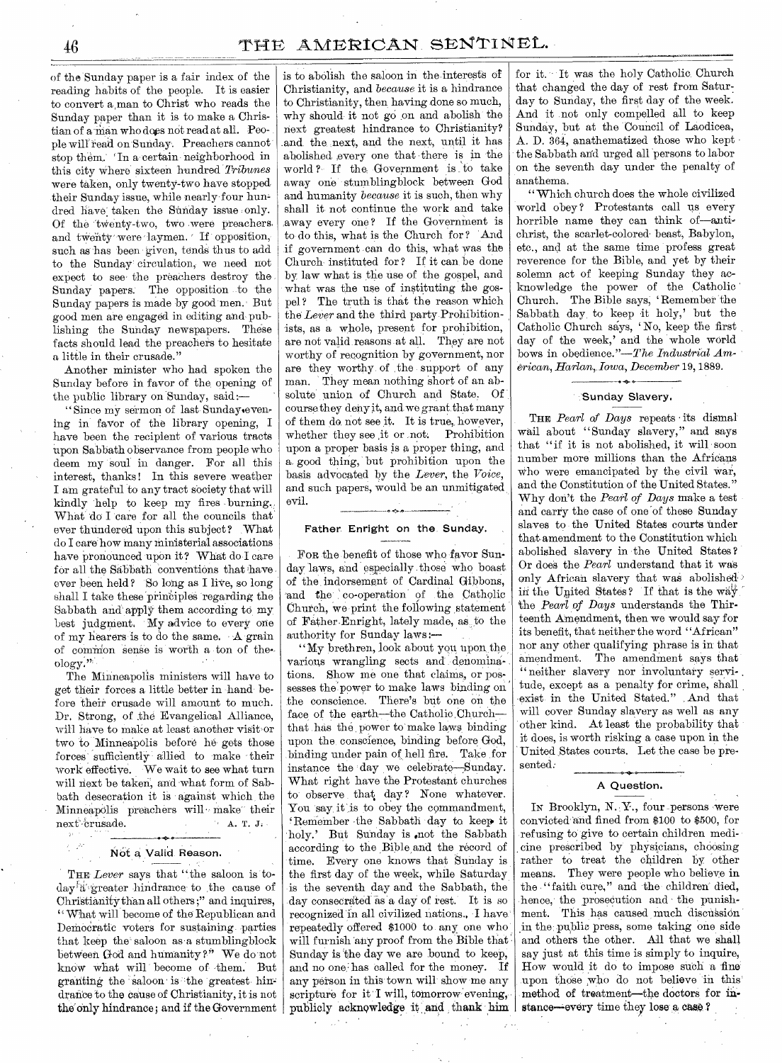of the Sunday paper is a fair index of the reading habits of the people. It is easier to convert a man to Christ who reads the Sunday paper than it is to make a Christian of a man who does not read at all. People will read on Sunday. Preachers cannot stop them. In a certain neighborhood in this city where sixteen hundred *Tribunes* were taken, only twenty-two have stopped their Sunday issue, while nearly four hundred have taken the Sunday issue only. Of the twenty-two, two were preachers and twenty were laymen. If opposition, such as has been given, tends thus to add to the Sunday circulation, we need not expect to see the preachers destroy the Sunday papers. The opposition to the Sunday papers is made by good men. But good men are engaged in editing and publishing the Sunday newspapers. These facts should lead the preachers to hesitate a little in their crusade."

Another minister who had spoken the Sunday before in favor of the opening of the public library on Sunday, said:—

"Since my sermon of last Sunday evening in favor of the library opening, I have been the recipient of various tracts upon Sabbath observance from people who deem my soul in danger. For all this interest, thanks! In this severe weather I am grateful to any tract society that will kindly help to keep my fires burning. What do I care for all the councils that ever thundered upon this subject? What do I care how many ministerial associations have pronounced upon it? What do I care for all the Sabbath conventions that have ever been held? So long as I live, so long shall I take these principles regarding the Sabbath and apply them according to my best judgment. My advice to every one of my hearers is to do the same. A grain of common sense is worth a ton of theology."

The Minneapolis ministers will have to get their forces a little better in hand before their crusade will amount to much. Dr. Strong, of the Evangelical Alliance, will have to make at least another visit or two to Minneapolis before he gets those forces sufficiently allied to make their work effective. We wait to see what turn will next be taken, and what form of Sabbath desecration it is against which the Minneapolis preachers will make their next crusade.

A. T. J.

## Not a Valid Reason.

THE *Lever* says that "the saloon is to-day a greater hindrance to the cause of Christianity than all others;" and inquires, "What will become of the Republican and Democratic voters for sustaining parties that keep the saloon as a stumblingblock between God and humanity?" We do not know what will become of them. But granting the saloon is the greatest hindrance to the cause of Christianity, it is not the only hindrance; and if the Government is to abolish the saloon in the interests of Christianity, and *because* it is a hindrance to Christianity, then having done so much, why should it not go on and abolish the next greatest hindrance to Christianity? and the next, and the next, until it has abolished every one that there is in the world? If the Government is to take away one stumblingblock between God and humanity *because* it is such, then why shall it not continue the work and take away every one? If the Government is to do this, what is the Church for? And if government can do this, what was the Church instituted for? If it can be done by law what is the use of the gospel, and what was the use of instituting the gospel? The truth is that the reason which the *Lever* and the third party Prohibitionists, as a whole, present for prohibition, are not valid reasons at all. They are not worthy of recognition by government, nor are they worthy of the support of any man. They mean nothing short of an absolute union of Church and State. Of course they deny it, and we grant that many of them do not see it. It is true, however, whether they see it or not. Prohibition upon a proper basis is a proper thing, and a good thing, but prohibition upon the basis advocated by the *Lever*, the *Voice*, and such papers, would be an unmitigated evil.

## Father Enright on the Sunday.

FOR the benefit of those who favor Sunday laws, and especially those who boast of the indorsement of Cardinal Gibbons, and the co-operation of the Catholic Church, we print the following statement of Father Enright, lately made, as to the authority for Sunday laws:—

"My brethren, look about you upon the various wrangling sects and denominations. Show me one that claims, or possesses the power to make laws binding on the conscience. There's but one on the face of the earth—the Catholic Church—that has the power to make laws binding upon the conscience, binding before God, binding under pain of hell fire. Take for instance the day we celebrate—Sunday. What right have the Protestant churches to observe that day? None whatever. You say it is to obey the commandment, 'Remember the Sabbath day to keep it holy.' But Sunday is not the Sabbath according to the Bible and the record of time. Every one knows that Sunday is the first day of the week, while Saturday is the seventh day and the Sabbath, the day consecrated as a day of rest. It is so recognized in all civilized nations. I have repeatedly offered $1000 to any one who will furnish any proof from the Bible that Sunday is the day we are bound to keep, and no one has called for the money. If any person in this town will show me any scripture for it I will, to-morrow evening, publicly acknowledge it and thank him for it. It was the holy Catholic Church that changed the day of rest from Saturday to Sunday, the first day of the week. And it not only compelled all to keep Sunday, but at the Council of Laodicea, A. D. 364, anathematized those who kept the Sabbath and urged all persons to labor on the seventh day under the penalty of anathema.

"Which church does the whole civilized world obey? Protestants call us every horrible name they can think of—antichrist, the scarlet-colored beast, Babylon, etc., and at the same time profess great reverence for the Bible, and yet by their solemn act of keeping Sunday they acknowledge the power of the Catholic Church. The Bible says, 'Remember the Sabbath day to keep it holy,' but the Catholic Church says, 'No, keep the first day of the week,' and the whole world bows in obedience."—*The Industrial American, Harlan, Iowa, December* 19, 1889.

## Sunday Slavery.

THE *Pearl of Days* repeats its dismal wail about "Sunday slavery," and says that "if it is not abolished, it will soon number more millions than the Africans who were emancipated by the civil war, and the Constitution of the United States." Why don't the *Pearl of Days* make a test and carry the case of one of these Sunday slaves to the United States courts under that amendment to the Constitution which abolished slavery in the United States? Or does the *Pearl* understand that it was only African slavery that was abolished in the United States? If that is the way the *Pearl of Days* understands the Thirteenth Amendment, then we would say for its benefit, that neither the word "African" nor any other qualifying phrase is in that amendment. The amendment says that "neither slavery nor involuntary servitude, except as a penalty for crime, shall exist in the United Stated." And that will cover Sunday slavery as well as any other kind. At least the probability that it does, is worth risking a case upon in the United States courts. Let the case be presented.

## A Question.

IN Brooklyn, N. Y., four persons were convicted and fined from $100 to $500, for refusing to give to certain children medicine prescribed by physicians, choosing rather to treat the children by other means. They were people who believe in the "faith cure," and the children died, hence, the prosecution and the punishment. This has caused much discussion in the public press, some taking one side and others the other. All that we shall say just at this time is simply to inquire, How would it do to impose such a fine upon those who do not believe in this method of treatment—the doctors for instance—every time they lose a case?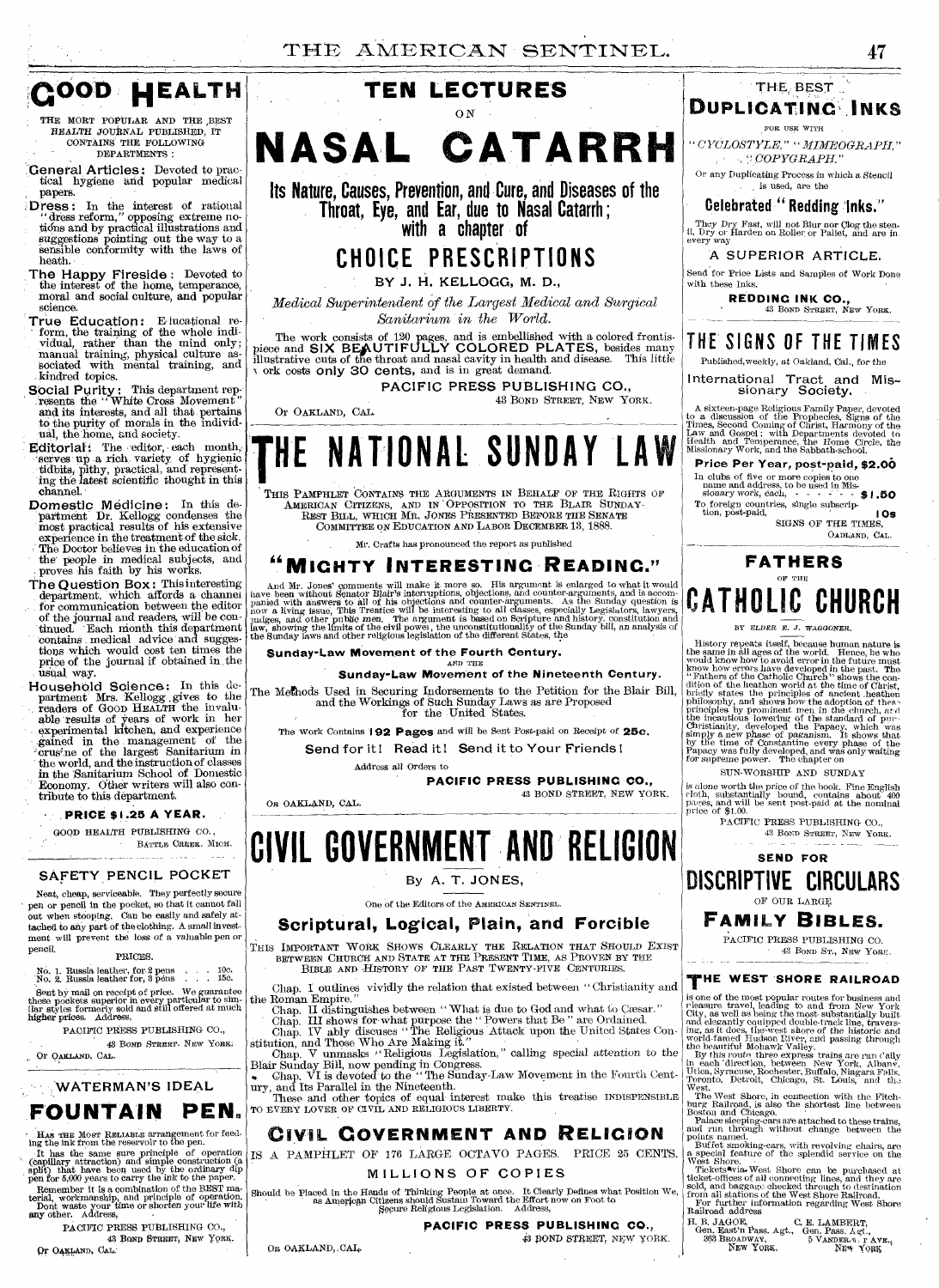# GOOD HEALTH

THE MOST POPULAR AND THE BEST HEALTH JOURNAL PUBLISHED, IT CONTAINS THE FOLLOWING DEPARTMENTS:

**General Articles:** Devoted to practical hygiene and popular medical papers.

**Dress:** In the interest of rational "dress reform," opposing extreme notions and by practical illustrations and suggestions pointing out the way to a sensible conformity with the laws of heath.

**The Happy Fireside:** Devoted to the interest of the home, temperance, moral and social culture, and popular science.

**True Education:** Educational reform, the training of the whole individual, rather than the mind only; manual training, physical culture associated with mental training, and kindred topics.

**Social Purity:** This department represents the "White Cross Movement" and its interests, and all that pertains to the purity of morals in the individual, the home, and society.

**Editorial:** The editor, each month, serves up a rich variety of hygienic tidbits, pithy, practical, and representing the latest scientific thought in this channel.

**Domestic Medicine:** In this department Dr. Kellogg condenses the most practical results of his extensive experience in the treatment of the sick. The Doctor believes in the education of the people in medical subjects, and proves his faith by his works.

**The Question Box:** This interesting department, which affords a channel for communication between the editor of the journal and readers, will be continued. Each month this department contains medical advice and suggestions which would cost ten times the price of the journal if obtained in the usual way.

**Household Science:** In this department Mrs. Kellogg gives to the readers of GOOD HEALTH the invaluable results of years of work in her experimental kitchen, and experience gained in the management of the cruisine of the largest Sanitarium in the world, and the instruction of classes in the Sanitarium School of Domestic Economy. Other writers will also contribute to this department.

**PRICE $1.25 A YEAR.**

GOOD HEALTH PUBLISHING CO.,
BATTLE CREEK. MICH.

---

## SAFETY PENCIL POCKET

Neat, cheap, serviceable. They perfectly secure pen or pencil in the pocket, so that it cannot fall out when stooping. Can be easily and safely attached to any part of the clothing. A small investment will prevent the loss of a valuable pen or pencil.

PRICES.

No. 1. Russia leather, for 2 pens . . . 10c.
No. 2. Russia leather for, 3 pens . . . 15c.

Sent by mail on receipt of price. We guarantee these pockets superior in every particular to similar styles formerly sold and still offered at much higher prices. Address,

PACIFIC PRESS PUBLISHING CO.,
43 BOND STREET. NEW YORK.
OR OAKLAND, CAL.

---

## WATERMAN'S IDEAL FOUNTAIN PEN.

HAS THE MOST RELIABLE arrangement for feeding the ink from the reservoir to the pen.

It has the same sure principle of operation (capillary attraction) and simple construction (a split) that have been used by the ordinary dip pen for 5,000 years to carry the ink to the paper.

Remember it is a combination of the BEST material, workmanship, and principle of operation. Dont waste your time or shorten your life with any other. Address,

PACIFIC PRESS PUBLISHING CO.,
43 BOND STREET, NEW YORK.
OR OAKLAND, CAL.

---

# TEN LECTURES ON NASAL CATARRH

## Its Nature, Causes, Prevention, and Cure, and Diseases of the Throat, Eye, and Ear, due to Nasal Catarrh; with a chapter of CHOICE PRESCRIPTIONS

BY J. H. KELLOGG, M. D.,

*Medical Superintendent of the Largest Medical and Surgical Sanitarium in the World.*

The work consists of 120 pages, and is embellished with a colored frontispiece and SIX BEAUTIFULLY COLORED PLATES, besides many illustrative cuts of the throat and nasal cavity in health and disease. This little work costs only 30 cents, and is in great demand.

PACIFIC PRESS PUBLISHING CO.,
43 BOND STREET, NEW YORK.
OR OAKLAND, CAL.

---

# THE NATIONAL SUNDAY LAW

THIS PAMPHLET CONTAINS THE ARGUMENTS IN BEHALF OF THE RIGHTS OF AMERICAN CITIZENS, AND IN OPPOSITION TO THE BLAIR SUNDAY-REST BILL, WHICH MR. JONES PRESENTED BEFORE THE SENATE COMMITTEE ON EDUCATION AND LABOR DECEMBER 13, 1888.

Mr. Crafts has pronounced the report as published

## "MIGHTY INTERESTING READING."

And Mr. Jones' comments will make it more so. His argument is enlarged to what it would have been without Senator Blair's interruptions, objections, and counter-arguments, and is accompanied with answers to all of his objections and counter-arguments. As the Sunday question is now a living issue, This Treatise will be interesting to all classes, especially Legislators, lawyers, judges, and other public men. The argument is based on Scripture and history, constitution and law, showing the limits of the civil power, the unconstitutionality of the Sunday bill, an analysis of the Sunday laws and other religious legislation of the different States, the

**Sunday-Law Movement of the Fourth Century.**
AND THE
**Sunday-Law Movement of the Nineteenth Century.**

The Methods Used in Securing Indorsements to the Petition for the Blair Bill, and the Workings of Such Sunday Laws as are Proposed for the United States.

The work Contains 192 Pages and will be Sent Post-paid on Receipt of 25c.

**Send for it! Read it! Send it to Your Friends!**

Address all Orders to

PACIFIC PRESS PUBLISHING CO.,
43 BOND STREET, NEW YORK.
OR OAKLAND, CAL.

---

# CIVIL GOVERNMENT AND RELIGION

By A. T. JONES,

One of the Editors of the AMERICAN SENTINEL.

## Scriptural, Logical, Plain, and Forcible

THIS IMPORTANT WORK SHOWS CLEARLY THE RELATION THAT SHOULD EXIST BETWEEN CHURCH AND STATE AT THE PRESENT TIME, AS PROVEN BY THE BIBLE AND HISTORY OF THE PAST TWENTY-FIVE CENTURIES.

Chap. I outlines vividly the relation that existed between "Christianity and the Roman Empire."

Chap. II distinguishes between "What is due to God and what to Cæsar."

Chap. III shows for what purpose the "Powers that Be" are Ordained.

Chap. IV ably discuses "The Religious Attack upon the United States Constitution, and Those Who Are Making it."

Chap. V unmasks "Religious Legislation," calling special attention to the Blair Sunday Bill, now pending in Congress.

Chap. VI is devoted to the "The Sunday-Law Movement in the Fourth Century, and Its Parallel in the Nineteenth.

These and other topics of equal interest make this treatise INDISPENSIBLE TO EVERY LOVER OF CIVIL AND RELIGIOUS LIBERTY.

**CIVIL GOVERNMENT AND RELIGION** IS A PAMPHLET OF 176 LARGE OCTAVO PAGES. PRICE 25 CENTS.

MILLIONS OF COPIES

Should be Placed in the Hands of Thinking People at once. It Clearly Defines what Position We, as American Citizens should Sustain Toward the Effort now on Foot to Secure Religious Legislation. Address,

PACIFIC PRESS PUBLISHING CO.,
43 BOND STREET, NEW YORK.
OR OAKLAND, CAL.

---

## THE BEST DUPLICATING INKS

FOR USE WITH

"CYCLOSTYLE," "MIMEOGRAPH," "COPYGRAPH."

Or any Duplicating Process in which a Stencil is used, are the

**Celebrated "Redding Inks."**

They Dry Fast, will not Blur nor Clog the stencil, Dry or Harden on Roller or Pallet, and are in every way

A SUPERIOR ARTICLE.

Send for Price Lists and Samples of Work Done with these Inks.

REDDING INK CO.,
43 BOND STREET, NEW YORK.

---

# THE SIGNS OF THE TIMES

Published, weekly, at Oakland, Cal., for the

International Tract and Missionary Society.

A sixteen-page Religious Family Paper, devoted to a discussion of the Prophecies, Signs of the Times, Second Coming of Christ, Harmony of the Law and Gospel; with Departments devoted to Health and Temperance, the Home Circle, the Missionary Work, and the Sabbath-school.

**Price Per Year, post-paid, $2.00**

In clubs of five or more copies to one name and address, to be used in Missionary work, each, . . . . . . $1.50

To foreign countries, single subscription, post-paid, . . . . . 10s

SIGNS OF THE TIMES,
OAKLAND, CAL.

---

# FATHERS OF THE CATHOLIC CHURCH

BY ELDER E. J. WAGGONER.

History repeats itself, because human nature is the same in all ages of the world. Hence, he who would know how to avoid error in the future must know how errors have developed in the past. The "Fathers of the Catholic Church" shows the condition of the heathen world at the time of Christ, briefly states the principles of ancient heathen philosophy, and shows how the adoption of these principles by prominent men in the church, and the incautious lowering of the standard of pure Christianity, developed the Papacy, which was simply a new phase of paganism. It shows that by the time of Constantine every phase of the Papacy was fully developed, and was only waiting for supreme power. The chapter on

SUN-WORSHIP AND SUNDAY

is alone worth the price of the book. Fine English cloth, substantially bound, contains about 400 pages, and will be sent post-paid at the nominal price of $1.00.

PACIFIC PRESS PUBLISHING CO.,
43 BOND STREET, NEW YORK.

---

SEND FOR

# DISCRIPTIVE CIRCULARS

OF OUR LARGE

## FAMILY BIBLES.

PACIFIC PRESS PUBLISHING CO.
43 BOND ST., NEW YORK.

---

## THE WEST SHORE RAILROAD

is one of the most popular routes for business and pleasure travel, leading to and from New York City, as well as being the most substantially built and elegantly equipped double-track line, traversing, as it does, the west shore of the historic and world-famed Hudson River, and passing through the beautiful Mohawk Valley.

By this route three express trains are run daily in each direction, between New York, Albany, Utica, Syracuse, Rochester, Buffalo, Niagara Falls, Toronto, Detroit, Chicago, St. Louis, and the West.

The West Shore, in connection with the Fitchburg Railroad, is also the shortest line between Boston and Chicago.

Palace sleeping-cars are attached to these trains, and run through without change between the points named.

Buffet smoking-cars, with revolving chairs, are a special feature of the splendid service on the West Shore.

Tickets via West Shore can be purchased at ticket-offices of all connecting lines, and they are sold, and baggage checked through to destination from all stations of the West Shore Railroad.

For further information regarding West Shore Railroad address

H. B. JAGOE,
Gen. East'n Pass. Agt.,
363 BROADWAY,
NEW YORK.

C. E. LAMBERT,
Gen. Pass. Agt.,
5 VANDERBILT AVE.,
NEW YORK.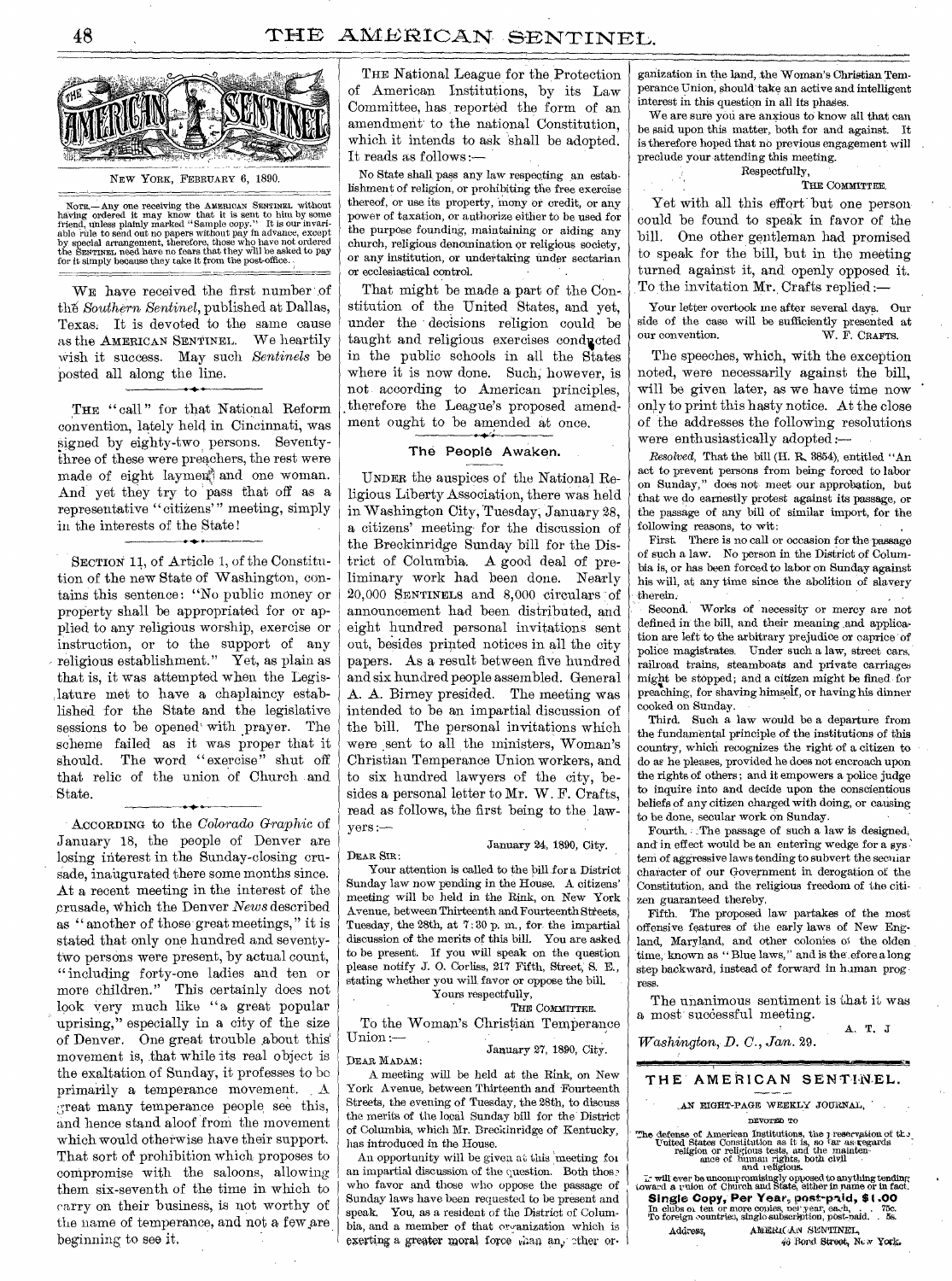NEW YORK, FEBRUARY 6, 1890.

NOTE.—Any one receiving the AMERICAN SENTINEL without having ordered it may know that it is sent to him by some friend, unless plainly marked "Sample copy." It is our invariable rule to send out no papers without pay in advance, except by special arrangement, therefore, those who have not ordered the SENTINEL need have no fears that they will be asked to pay for it simply because they take it from the post-office.

WE have received the first number of the *Southern Sentinel*, published at Dallas, Texas. It is devoted to the same cause as the AMERICAN SENTINEL. We heartily wish it success. May such *Sentinels* be posted all along the line.

THE "call" for that National Reform convention, lately held in Cincinnati, was signed by eighty-two persons. Seventy-three of these were preachers, the rest were made of eight laymen and one woman. And yet they try to pass that off as a representative "citizens'" meeting, simply in the interests of the State!

SECTION 11, of Article 1, of the Constitution of the new State of Washington, contains this sentence: "No public money or property shall be appropriated for or applied to any religious worship, exercise or instruction, or to the support of any religious establishment." Yet, as plain as that is, it was attempted when the Legislature met to have a chaplaincy established for the State and the legislative sessions to be opened with prayer. The scheme failed as it was proper that it should. The word "exercise" shut off that relic of the union of Church and State.

ACCORDING to the *Colorado Graphic* of January 18, the people of Denver are losing interest in the Sunday-closing crusade, inaugurated there some months since. At a recent meeting in the interest of the crusade, which the Denver *News* described as "another of those great meetings," it is stated that only one hundred and seventy-two persons were present, by actual count, "including forty-one ladies and ten or more children." This certainly does not look very much like "a great popular uprising," especially in a city of the size of Denver. One great trouble about this movement is, that while its real object is the exaltation of Sunday, it professes to be primarily a temperance movement. A great many temperance people see this, and hence stand aloof from the movement which would otherwise have their support. That sort of prohibition which proposes to compromise with the saloons, allowing them six-seventh of the time in which to carry on their business, is not worthy of the name of temperance, and not a few are beginning to see it.

THE National League for the Protection of American Institutions, by its Law Committee, has reported the form of an amendment to the National Constitution, which it intends to ask shall be adopted. It reads as follows:—

> No State shall pass any law respecting an establishment of religion, or prohibiting the free exercise thereof, or use its property, mony or credit, or any power of taxation, or authorize either to be used for the purpose founding, maintaining or aiding any church, religious denomination or religious society, or any institution, or undertaking under sectarian or ecclesiastical control.

That might be made a part of the Constitution of the United States, and yet, under the decisions religion could be taught and religious exercises conducted in the public schools in all the States where it is now done. Such, however, is not according to American principles, therefore the League's proposed amendment ought to be amended at once.

## The People Awaken.

UNDER the auspices of the National Religious Liberty Association, there was held in Washington City, Tuesday, January 28, a citizens' meeting for the discussion of the Breckinridge Sunday bill for the District of Columbia. A good deal of preliminary work had been done. Nearly 20,000 SENTINELS and 8,000 circulars of announcement had been distributed, and eight hundred personal invitations sent out, besides printed notices in all the city papers. As a result between five hundred and six hundred people assembled. General A. A. Birney presided. The meeting was intended to be an impartial discussion of the bill. The personal invitations which were sent to all the ministers, Woman's Christian Temperance Union workers, and to six hundred lawyers of the city, besides a personal letter to Mr. W. F. Crafts, read as follows, the first being to the lawyers:—

January 24, 1890, City.

DEAR SIR:

Your attention is called to the bill for a District Sunday law now pending in the House. A citizens' meeting will be held in the Rink, on New York Avenue, between Thirteenth and Fourteenth Streets, Tuesday, the 28th, at 7:30 p.m., for the impartial discussion of the merits of this bill. You are asked to be present. If you will speak on the question please notify J. O. Corliss, 217 Fifth, Street, S. E., stating whether you will favor or oppose the bill.

Yours respectfully,

THE COMMITTEE.

To the Woman's Christian Temperance Union:—

January 27, 1890, City.

DEAR MADAM:

A meeting will be held at the Rink, on New York Avenue, between Thirteenth and Fourteenth Streets, the evening of Tuesday, the 28th, to discuss the merits of the local Sunday bill for the District of Columbia, which Mr. Breckinridge of Kentucky, has introduced in the House.

An opportunity will be given at this meeting for an impartial discussion of the question. Both those who favor and those who oppose the passage of Sunday laws have been requested to be present and speak. You, as a resident of the District of Columbia, and a member of that organization which is exerting a greater moral force than any other organization in the land, the Woman's Christian Temperance Union, should take an active and intelligent interest in this question in all its phases.

We are sure you are anxious to know all that can be said upon this matter, both for and against. It is therefore hoped that no previous engagement will preclude your attending this meeting.

Respectfully,

THE COMMITTEE.

Yet with all this effort but one person could be found to speak in favor of the bill. One other gentleman had promised to speak for the bill, but in the meeting turned against it, and openly opposed it. To the invitation Mr. Crafts replied:—

> Your letter overtook me after several days. Our side of the case will be sufficiently presented at our convention. W. F. CRAFTS.

The speeches, which, with the exception noted, were necessarily against the bill, will be given later, as we have time now only to print this hasty notice. At the close of the addresses the following resolutions were enthusiastically adopted:—

*Resolved*, That the bill (H. R. 3854), entitled "An act to prevent persons from being forced to labor on Sunday," does not meet our approbation, but that we do earnestly protest against its passage, or the passage of any bill of similar import, for the following reasons, to wit:

First. There is no call or occasion for the passage of such a law. No person in the District of Columbia is, or has been forced to labor on Sunday against his will, at any time since the abolition of slavery therein.

Second. Works of necessity or mercy are not defined in the bill, and their meaning and application are left to the arbitrary prejudice or caprice of police magistrates. Under such a law, street cars, railroad trains, steamboats and private carriages might be stopped; and a citizen might be fined for preaching, for shaving himself, or having his dinner cooked on Sunday.

Third. Such a law would be a departure from the fundamental principle of the institutions of this country, which recognizes the right of a citizen to do as he pleases, provided he does not encroach upon the rights of others; and it empowers a police judge to inquire into and decide upon the conscientious beliefs of any citizen charged with doing, or causing to be done, secular work on Sunday.

Fourth. The passage of such a law is designed, and in effect would be an entering wedge for a system of aggressive laws tending to subvert the secular character of our Government in derogation of the Constitution, and the religious freedom of the citizen guaranteed thereby.

Fifth. The proposed law partakes of the most offensive features of the early laws of New England, Maryland, and other colonies of the olden time, known as "Blue laws," and is therefore a long step backward, instead of forward in human progress.

The unanimous sentiment is that it was a most successful meeting.

A. T. J

*Washington, D. C., Jan. 29.*

## THE AMERICAN SENTINEL.

AN EIGHT-PAGE WEEKLY JOURNAL,

DEVOTED TO

The defense of American Institutions, the preservation of the United States Constitution as it is, so far as regards religion or religious tests, and the maintenance of human rights, both civil and religious.

It will ever be uncompromisingly opposed to anything tending toward a union of Church and State, either in name or in fact.

**Single Copy, Per Year, post-paid, $1.00**

In clubs of ten or more copies, per year, each, . . 75c.
To foreign countries, single subscription, post-paid, . 5s.

Address, AMERICAN SENTINEL,
43 Bond Street, New York.